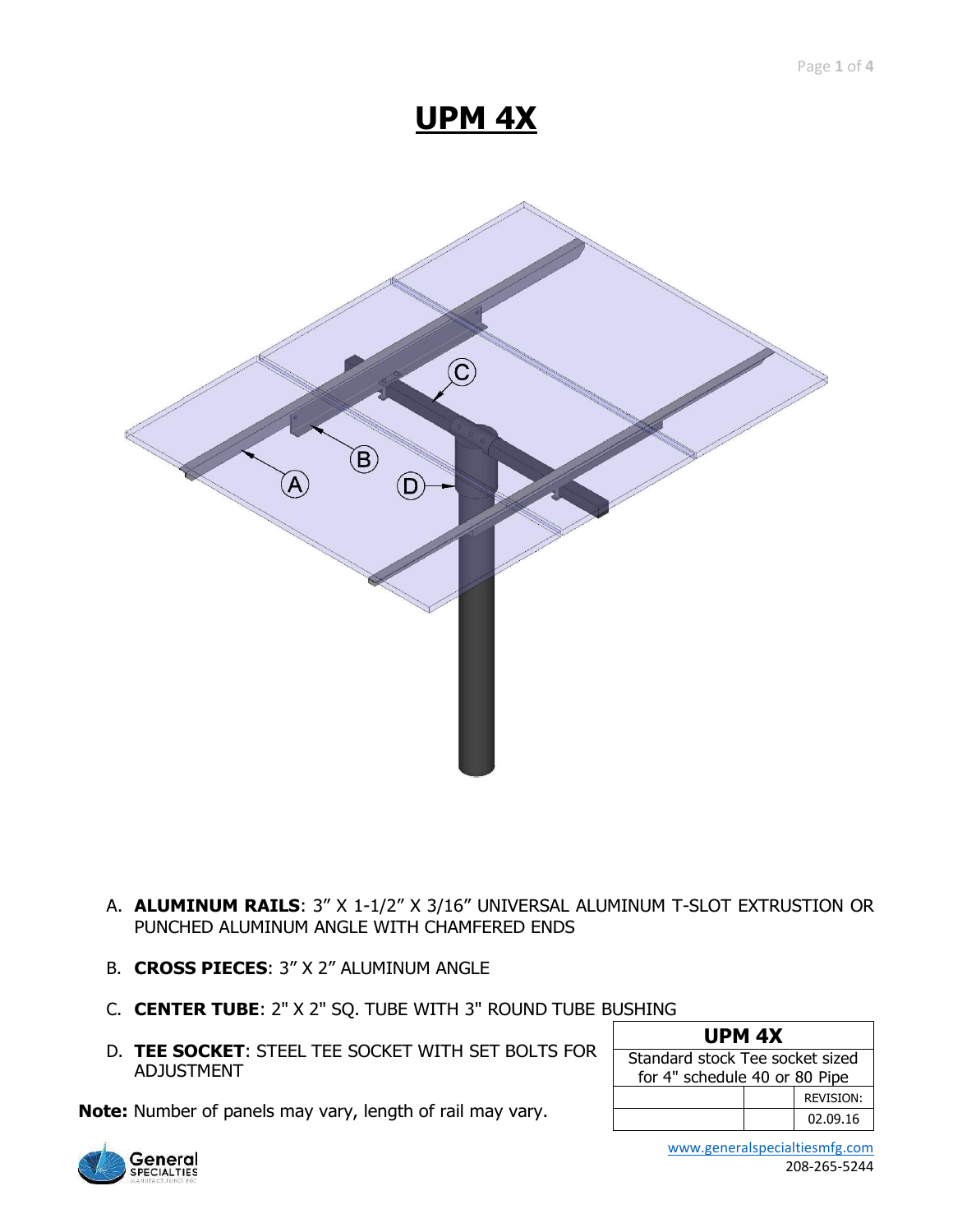# UPM 4X

A. **ALUMINUM RAILS**: 3” X 1-1/2” X 3/16” UNIVERSAL ALUMINUM T-SLOT EXTRUSTION OR PUNCHED ALUMINUM ANGLE WITH CHAMFERED ENDS

B. **CROSS PIECES**: 3” X 2” ALUMINUM ANGLE

C. **CENTER TUBE**: 2" X 2" SQ. TUBE WITH 3" ROUND TUBE BUSHING

D. **TEE SOCKET**: STEEL TEE SOCKET WITH SET BOLTS FOR ADJUSTMENT

**Note:** Number of panels may vary, length of rail may vary.

| UPM 4X | | |
|---|---|---|
| Standard stock Tee socket sized for 4" schedule 40 or 80 Pipe | | |
| | | REVISION: |
| | | 02.09.16 |

www.generalspecialtiesmfg.com
208-265-5244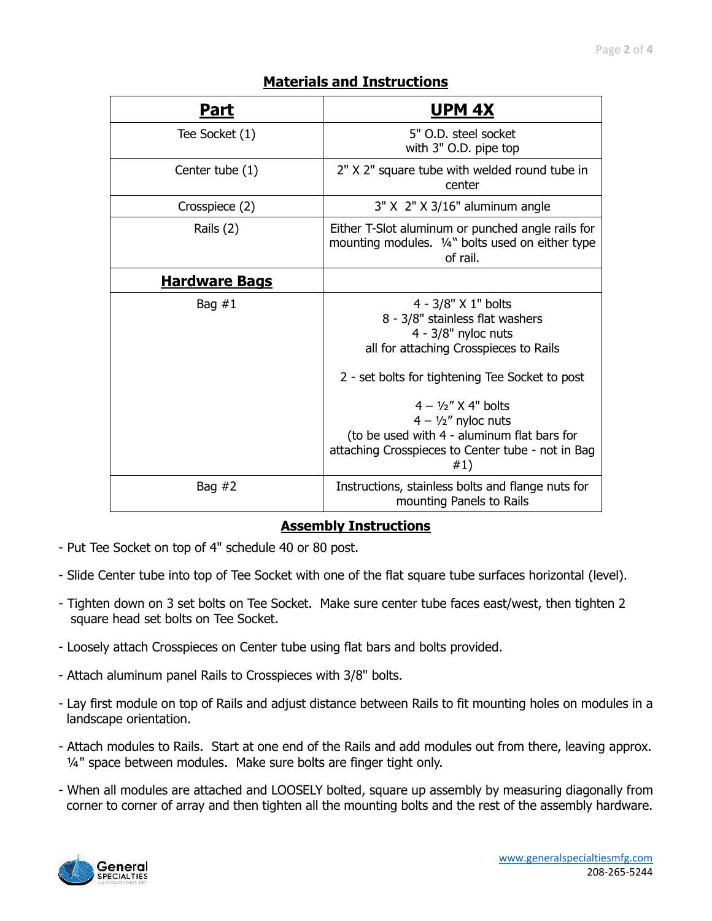## Materials and Instructions

| **Part** | **UPM 4X** |
|---|---|
| Tee Socket (1) | 5" O.D. steel socket with 3" O.D. pipe top |
| Center tube (1) | 2" X 2" square tube with welded round tube in center |
| Crosspiece (2) | 3" X 2" X 3/16" aluminum angle |
| Rails (2) | Either T-Slot aluminum or punched angle rails for mounting modules. ¼" bolts used on either type of rail. |
| **Hardware Bags** | |
| Bag #1 | 4 - 3/8" X 1" bolts<br>8 - 3/8" stainless flat washers<br>4 - 3/8" nyloc nuts<br>all for attaching Crosspieces to Rails<br><br>2 - set bolts for tightening Tee Socket to post<br><br>4 – ½" X 4" bolts<br>4 – ½" nyloc nuts<br>(to be used with 4 - aluminum flat bars for attaching Crosspieces to Center tube - not in Bag #1) |
| Bag #2 | Instructions, stainless bolts and flange nuts for mounting Panels to Rails |

## Assembly Instructions

- Put Tee Socket on top of 4" schedule 40 or 80 post.
- Slide Center tube into top of Tee Socket with one of the flat square tube surfaces horizontal (level).
- Tighten down on 3 set bolts on Tee Socket. Make sure center tube faces east/west, then tighten 2 square head set bolts on Tee Socket.
- Loosely attach Crosspieces on Center tube using flat bars and bolts provided.
- Attach aluminum panel Rails to Crosspieces with 3/8" bolts.
- Lay first module on top of Rails and adjust distance between Rails to fit mounting holes on modules in a landscape orientation.
- Attach modules to Rails. Start at one end of the Rails and add modules out from there, leaving approx. ¼" space between modules. Make sure bolts are finger tight only.
- When all modules are attached and LOOSELY bolted, square up assembly by measuring diagonally from corner to corner of array and then tighten all the mounting bolts and the rest of the assembly hardware.

www.generalspecialtiesmfg.com
208-265-5244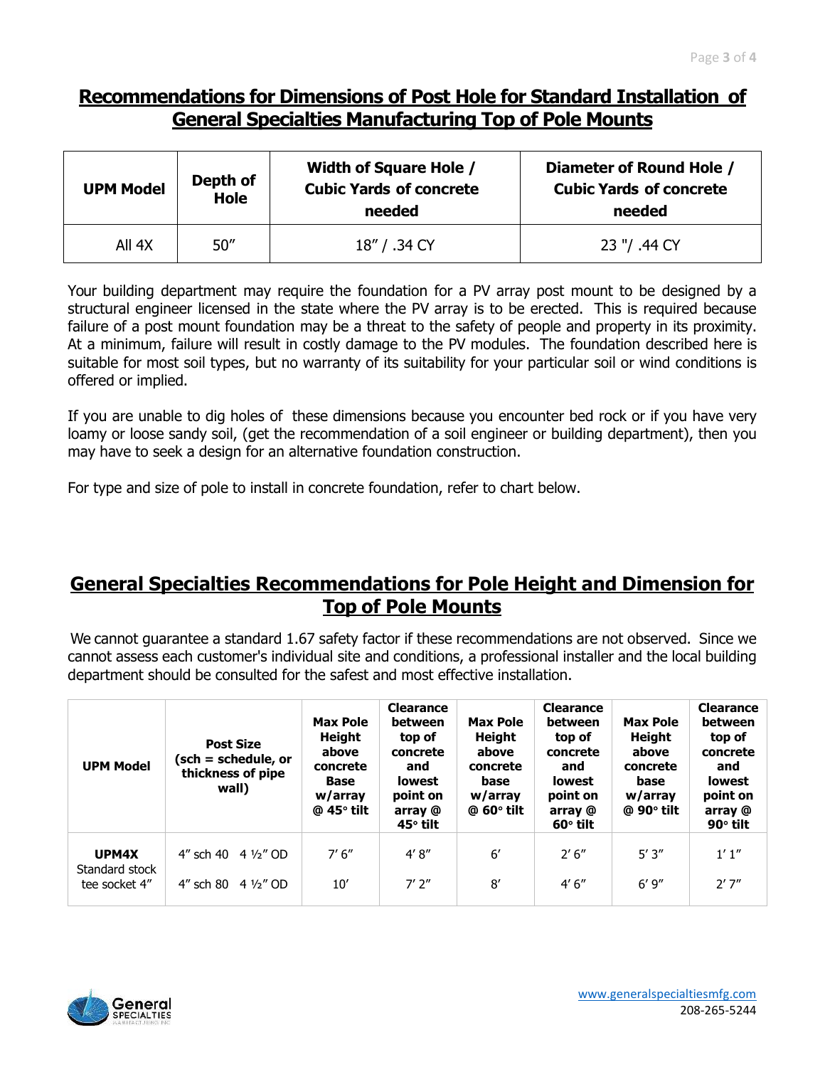## Recommendations for Dimensions of Post Hole for Standard Installation of General Specialties Manufacturing Top of Pole Mounts

| UPM Model | Depth of Hole | Width of Square Hole / Cubic Yards of concrete needed | Diameter of Round Hole / Cubic Yards of concrete needed |
|---|---|---|---|
| All 4X | 50″ | 18″ / .34 CY | 23 "/ .44 CY |

Your building department may require the foundation for a PV array post mount to be designed by a structural engineer licensed in the state where the PV array is to be erected. This is required because failure of a post mount foundation may be a threat to the safety of people and property in its proximity. At a minimum, failure will result in costly damage to the PV modules. The foundation described here is suitable for most soil types, but no warranty of its suitability for your particular soil or wind conditions is offered or implied.

If you are unable to dig holes of these dimensions because you encounter bed rock or if you have very loamy or loose sandy soil, (get the recommendation of a soil engineer or building department), then you may have to seek a design for an alternative foundation construction.

For type and size of pole to install in concrete foundation, refer to chart below.

## General Specialties Recommendations for Pole Height and Dimension for Top of Pole Mounts

We cannot guarantee a standard 1.67 safety factor if these recommendations are not observed. Since we cannot assess each customer's individual site and conditions, a professional installer and the local building department should be consulted for the safest and most effective installation.

| UPM Model | Post Size (sch = schedule, or thickness of pipe wall) | Max Pole Height above concrete Base w/array @ 45° tilt | Clearance between top of concrete and lowest point on array @ 45° tilt | Max Pole Height above concrete base w/array @ 60° tilt | Clearance between top of concrete and lowest point on array @ 60° tilt | Max Pole Height above concrete base w/array @ 90° tilt | Clearance between top of concrete and lowest point on array @ 90° tilt |
|---|---|---|---|---|---|---|---|
| **UPM4X** Standard stock tee socket 4″ | 4″ sch 40 4 ½″ OD | 7′ 6″ | 4′ 8″ | 6′ | 2′ 6″ | 5′ 3″ | 1′ 1″ |
| | 4″ sch 80 4 ½″ OD | 10′ | 7′ 2″ | 8′ | 4′ 6″ | 6′ 9″ | 2′ 7″ |

www.generalspecialtiesmfg.com
208-265-5244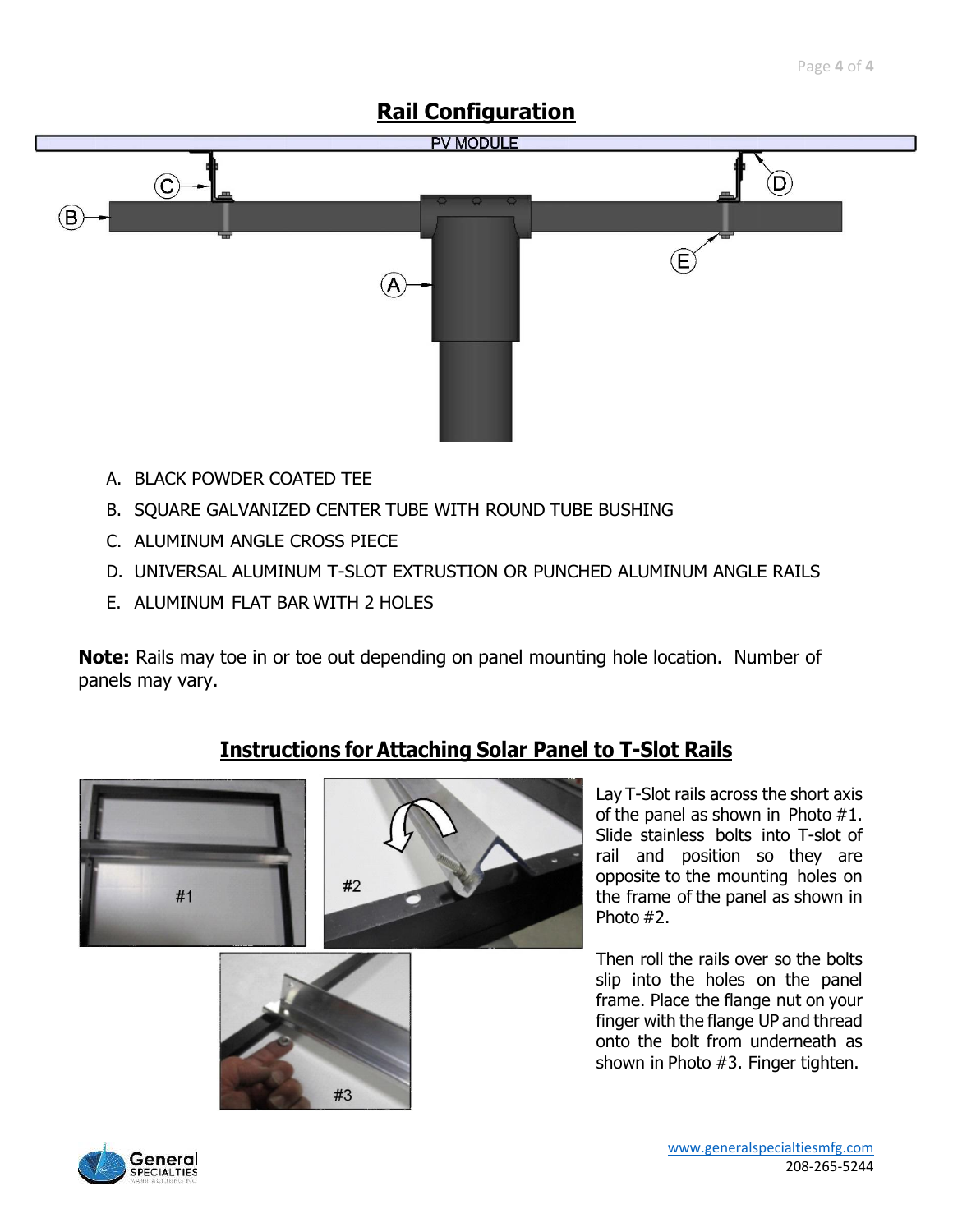## Rail Configuration

PV MODULE

A. BLACK POWDER COATED TEE
B. SQUARE GALVANIZED CENTER TUBE WITH ROUND TUBE BUSHING
C. ALUMINUM ANGLE CROSS PIECE
D. UNIVERSAL ALUMINUM T-SLOT EXTRUSTION OR PUNCHED ALUMINUM ANGLE RAILS
E. ALUMINUM FLAT BAR WITH 2 HOLES

**Note:** Rails may toe in or toe out depending on panel mounting hole location. Number of panels may vary.

## Instructions for Attaching Solar Panel to T-Slot Rails

#1

#2

#3

Lay T-Slot rails across the short axis of the panel as shown in Photo #1. Slide stainless bolts into T-slot of rail and position so they are opposite to the mounting holes on the frame of the panel as shown in Photo #2.

Then roll the rails over so the bolts slip into the holes on the panel frame. Place the flange nut on your finger with the flange UP and thread onto the bolt from underneath as shown in Photo #3. Finger tighten.

www.generalspecialtiesmfg.com
208-265-5244